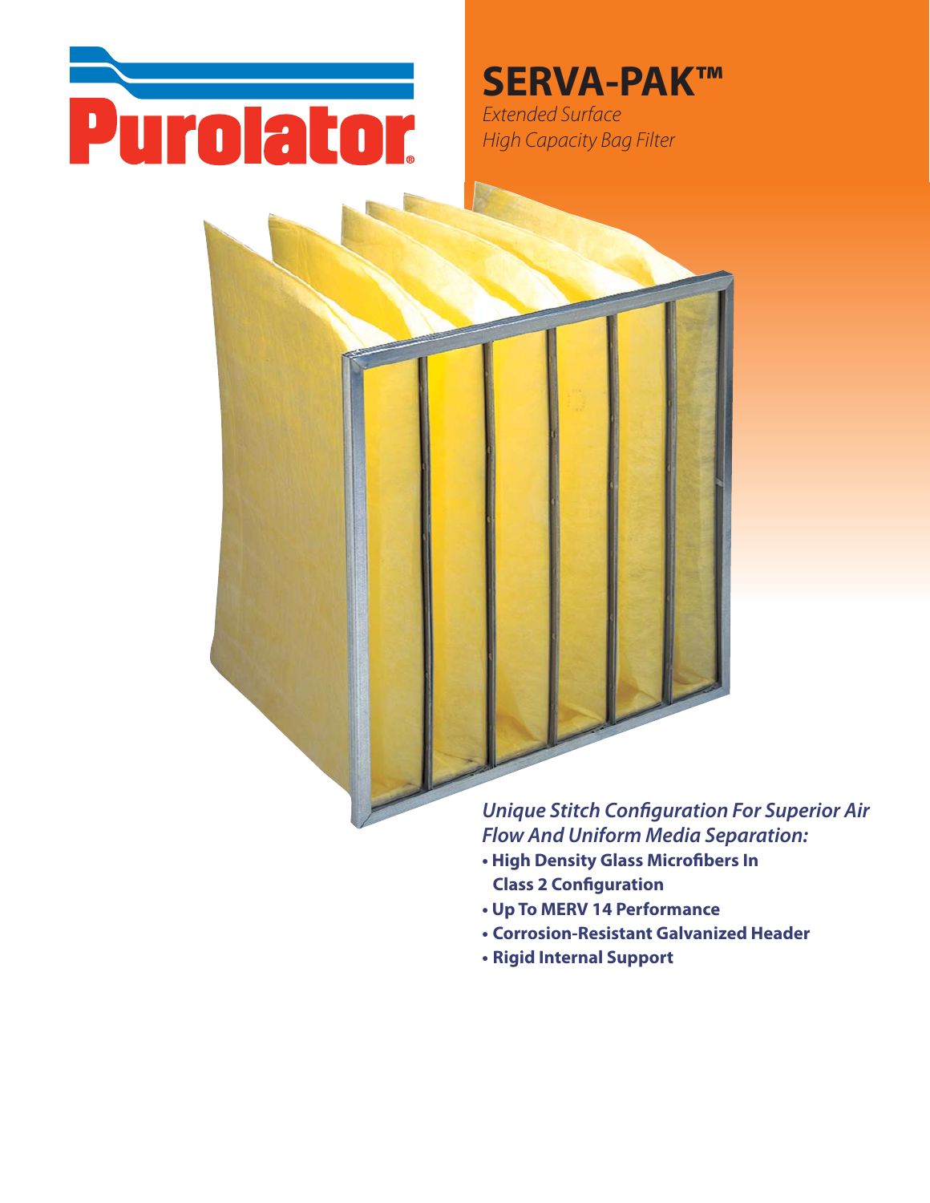Purolator®

# SERVA-PAK™

*Extended Surface*
*High Capacity Bag Filter*

***Unique Stitch Configuration For Superior Air Flow And Uniform Media Separation:***

- **High Density Glass Microfibers In Class 2 Configuration**
- **Up To MERV 14 Performance**
- **Corrosion-Resistant Galvanized Header**
- **Rigid Internal Support**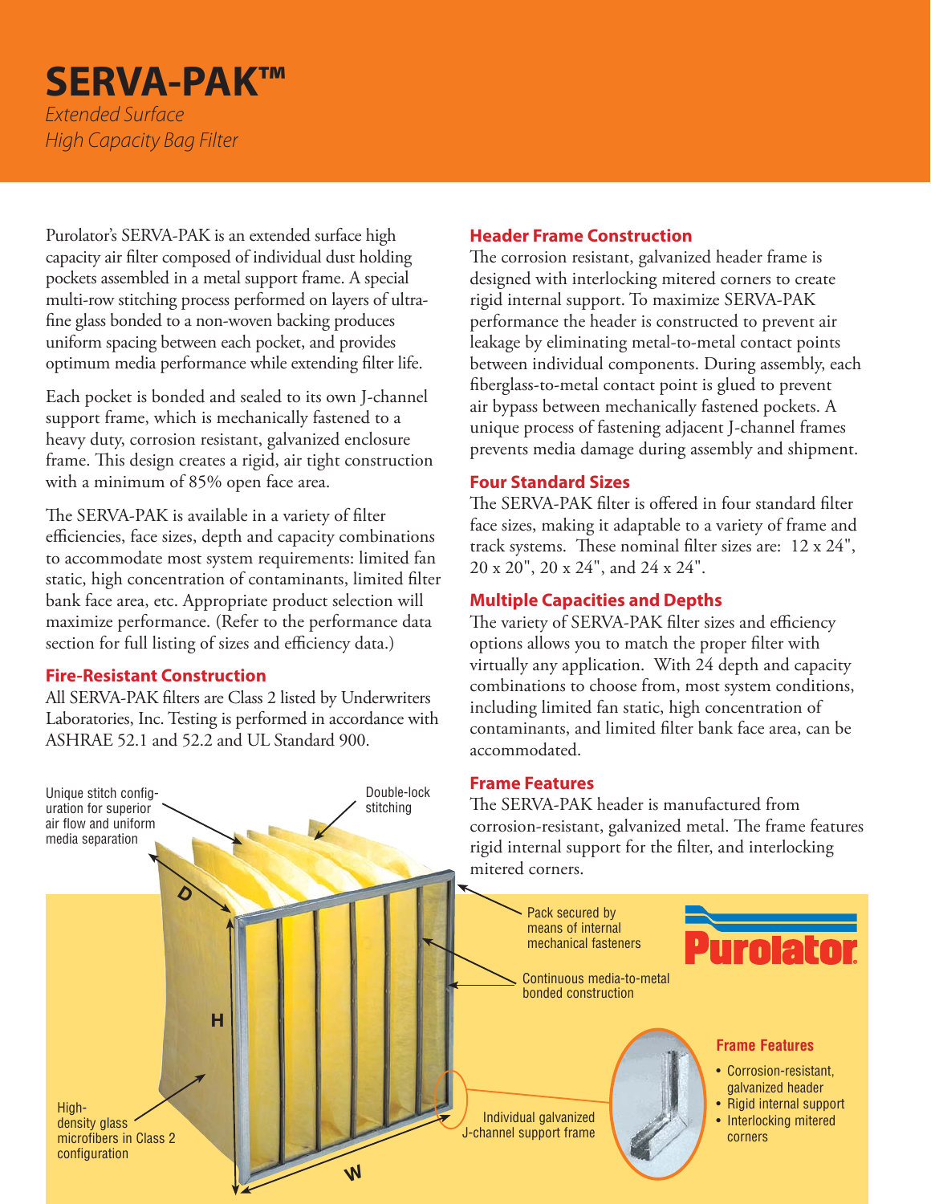# SERVA-PAK™

*Extended Surface*
*High Capacity Bag Filter*

Purolator's SERVA-PAK is an extended surface high capacity air filter composed of individual dust holding pockets assembled in a metal support frame. A special multi-row stitching process performed on layers of ultra-fine glass bonded to a non-woven backing produces uniform spacing between each pocket, and provides optimum media performance while extending filter life.

Each pocket is bonded and sealed to its own J-channel support frame, which is mechanically fastened to a heavy duty, corrosion resistant, galvanized enclosure frame. This design creates a rigid, air tight construction with a minimum of 85% open face area.

The SERVA-PAK is available in a variety of filter efficiencies, face sizes, depth and capacity combinations to accommodate most system requirements: limited fan static, high concentration of contaminants, limited filter bank face area, etc. Appropriate product selection will maximize performance. (Refer to the performance data section for full listing of sizes and efficiency data.)

### Fire-Resistant Construction

All SERVA-PAK filters are Class 2 listed by Underwriters Laboratories, Inc. Testing is performed in accordance with ASHRAE 52.1 and 52.2 and UL Standard 900.

### Header Frame Construction

The corrosion resistant, galvanized header frame is designed with interlocking mitered corners to create rigid internal support. To maximize SERVA-PAK performance the header is constructed to prevent air leakage by eliminating metal-to-metal contact points between individual components. During assembly, each fiberglass-to-metal contact point is glued to prevent air bypass between mechanically fastened pockets. A unique process of fastening adjacent J-channel frames prevents media damage during assembly and shipment.

### Four Standard Sizes

The SERVA-PAK filter is offered in four standard filter face sizes, making it adaptable to a variety of frame and track systems. These nominal filter sizes are: 12 x 24", 20 x 20", 20 x 24", and 24 x 24".

### Multiple Capacities and Depths

The variety of SERVA-PAK filter sizes and efficiency options allows you to match the proper filter with virtually any application. With 24 depth and capacity combinations to choose from, most system conditions, including limited fan static, high concentration of contaminants, and limited filter bank face area, can be accommodated.

### Frame Features

The SERVA-PAK header is manufactured from corrosion-resistant, galvanized metal. The frame features rigid internal support for the filter, and interlocking mitered corners.

Unique stitch configuration for superior air flow and uniform media separation

Double-lock stitching

Pack secured by means of internal mechanical fasteners

Continuous media-to-metal bonded construction

High-density glass microfibers in Class 2 configuration

Individual galvanized J-channel support frame

D

H

W

Purolator

### Frame Features

- Corrosion-resistant, galvanized header
- Rigid internal support
- Interlocking mitered corners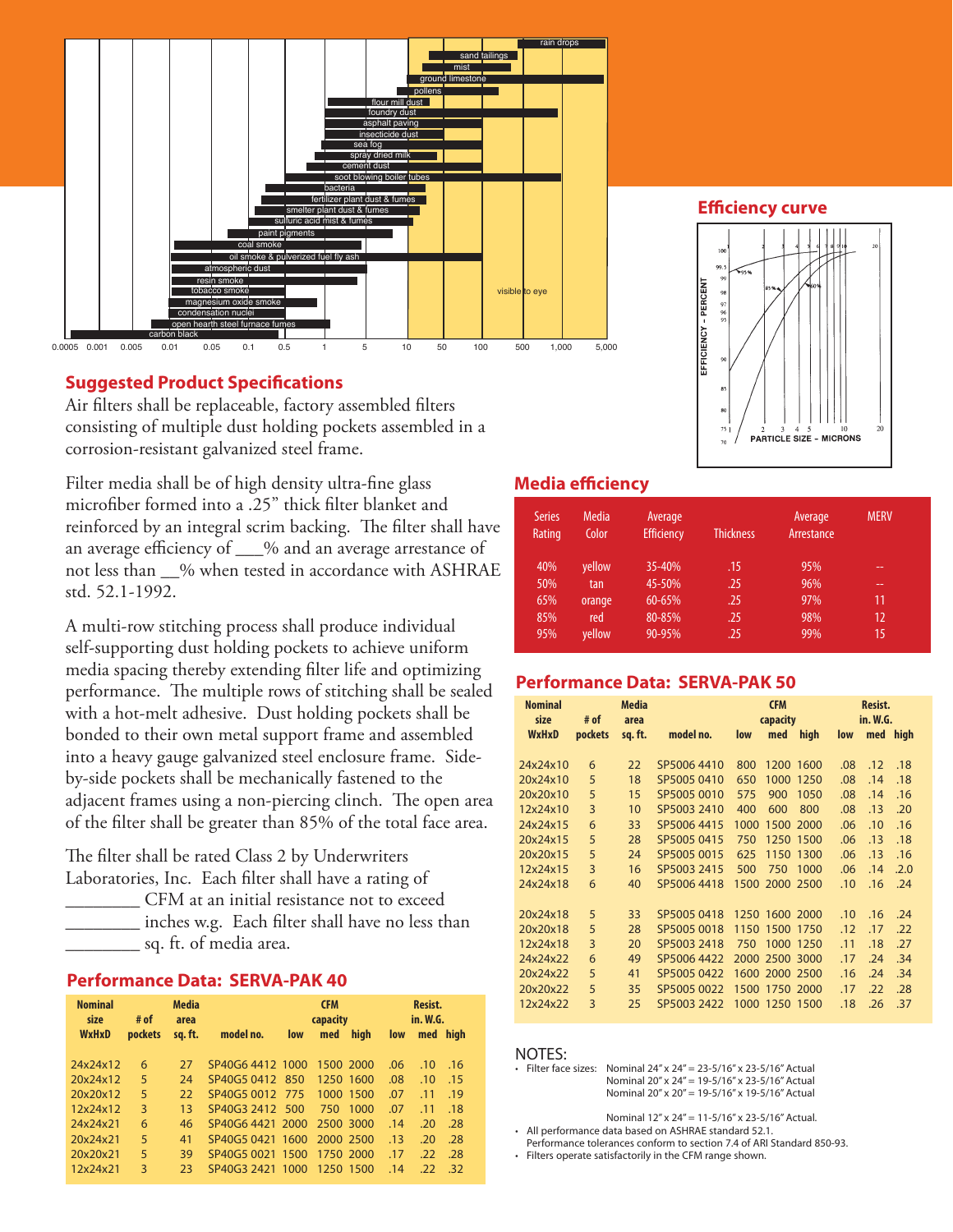## Efficiency curve

## Suggested Product Specifications

Air filters shall be replaceable, factory assembled filters consisting of multiple dust holding pockets assembled in a corrosion-resistant galvanized steel frame.

Filter media shall be of high density ultra-fine glass microfiber formed into a .25" thick filter blanket and reinforced by an integral scrim backing. The filter shall have an average efficiency of ___% and an average arrestance of not less than __% when tested in accordance with ASHRAE std. 52.1-1992.

A multi-row stitching process shall produce individual self-supporting dust holding pockets to achieve uniform media spacing thereby extending filter life and optimizing performance. The multiple rows of stitching shall be sealed with a hot-melt adhesive. Dust holding pockets shall be bonded to their own metal support frame and assembled into a heavy gauge galvanized steel enclosure frame. Side-by-side pockets shall be mechanically fastened to the adjacent frames using a non-piercing clinch. The open area of the filter shall be greater than 85% of the total face area.

The filter shall be rated Class 2 by Underwriters Laboratories, Inc. Each filter shall have a rating of ________ CFM at an initial resistance not to exceed ________ inches w.g. Each filter shall have no less than ________ sq. ft. of media area.

## Performance Data: SERVA-PAK 40

| Nominal size WxHxD | # of pockets | Media area sq. ft. | model no. | CFM capacity low | CFM capacity med | CFM capacity high | Resist. in. W.G. low | Resist. in. W.G. med | Resist. in. W.G. high |
|---|---|---|---|---|---|---|---|---|---|
| 24x24x12 | 6 | 27 | SP40G6 4412 | 1000 | 1500 | 2000 | .06 | .10 | .16 |
| 20x24x12 | 5 | 24 | SP40G5 0412 | 850 | 1250 | 1600 | .08 | .10 | .15 |
| 20x20x12 | 5 | 22 | SP40G5 0012 | 775 | 1000 | 1500 | .07 | .11 | .19 |
| 12x24x12 | 3 | 13 | SP40G3 2412 | 500 | 750 | 1000 | .07 | .11 | .18 |
| 24x24x21 | 6 | 46 | SP40G6 4421 | 2000 | 2500 | 3000 | .14 | .20 | .28 |
| 20x24x21 | 5 | 41 | SP40G5 0421 | 1600 | 2000 | 2500 | .13 | .20 | .28 |
| 20x20x21 | 5 | 39 | SP40G5 0021 | 1500 | 1750 | 2000 | .17 | .22 | .28 |
| 12x24x21 | 3 | 23 | SP40G3 2421 | 1000 | 1250 | 1500 | .14 | .22 | .32 |

## Media efficiency

| Series Rating | Media Color | Average Efficiency | Thickness | Average Arrestance | MERV |
|---|---|---|---|---|---|
| 40% | yellow | 35-40% | .15 | 95% | -- |
| 50% | tan | 45-50% | .25 | 96% | -- |
| 65% | orange | 60-65% | .25 | 97% | 11 |
| 85% | red | 80-85% | .25 | 98% | 12 |
| 95% | yellow | 90-95% | .25 | 99% | 15 |

## Performance Data: SERVA-PAK 50

| Nominal size WxHxD | # of pockets | Media area sq. ft. | model no. | CFM capacity low | CFM capacity med | CFM capacity high | Resist. in. W.G. low | Resist. in. W.G. med | Resist. in. W.G. high |
|---|---|---|---|---|---|---|---|---|---|
| 24x24x10 | 6 | 22 | SP5006 4410 | 800 | 1200 | 1600 | .08 | .12 | .18 |
| 20x24x10 | 5 | 18 | SP5005 0410 | 650 | 1000 | 1250 | .08 | .14 | .18 |
| 20x20x10 | 5 | 15 | SP5005 0010 | 575 | 900 | 1050 | .08 | .14 | .16 |
| 12x24x10 | 3 | 10 | SP5003 2410 | 400 | 600 | 800 | .08 | .13 | .20 |
| 24x24x15 | 6 | 33 | SP5006 4415 | 1000 | 1500 | 2000 | .06 | .10 | .16 |
| 20x24x15 | 5 | 28 | SP5005 0415 | 750 | 1250 | 1500 | .06 | .13 | .18 |
| 20x20x15 | 5 | 24 | SP5005 0015 | 625 | 1150 | 1300 | .06 | .13 | .16 |
| 12x24x15 | 3 | 16 | SP5003 2415 | 500 | 750 | 1000 | .06 | .14 | 2.0 |
| 24x24x18 | 6 | 40 | SP5006 4418 | 1500 | 2000 | 2500 | .10 | .16 | .24 |
| 20x24x18 | 5 | 33 | SP5005 0418 | 1250 | 1600 | 2000 | .10 | .16 | .24 |
| 20x20x18 | 5 | 28 | SP5005 0018 | 1150 | 1500 | 1750 | .12 | .17 | .22 |
| 12x24x18 | 3 | 20 | SP5003 2418 | 750 | 1000 | 1250 | .11 | .18 | .27 |
| 24x24x22 | 6 | 49 | SP5006 4422 | 2000 | 2500 | 3000 | .17 | .24 | .34 |
| 20x24x22 | 5 | 41 | SP5005 0422 | 1600 | 2000 | 2500 | .16 | .24 | .34 |
| 20x20x22 | 5 | 35 | SP5005 0022 | 1500 | 1750 | 2000 | .17 | .22 | .28 |
| 12x24x22 | 3 | 25 | SP5003 2422 | 1000 | 1250 | 1500 | .18 | .26 | .37 |

NOTES:

- Filter face sizes: Nominal 24" x 24" = 23-5/16" x 23-5/16" Actual
  Nominal 20" x 24" = 19-5/16" x 23-5/16" Actual
  Nominal 20" x 20" = 19-5/16" x 19-5/16" Actual
  Nominal 12" x 24" = 11-5/16" x 23-5/16" Actual.
- All performance data based on ASHRAE standard 52.1.
  Performance tolerances conform to section 7.4 of ARI Standard 850-93.
- Filters operate satisfactorily in the CFM range shown.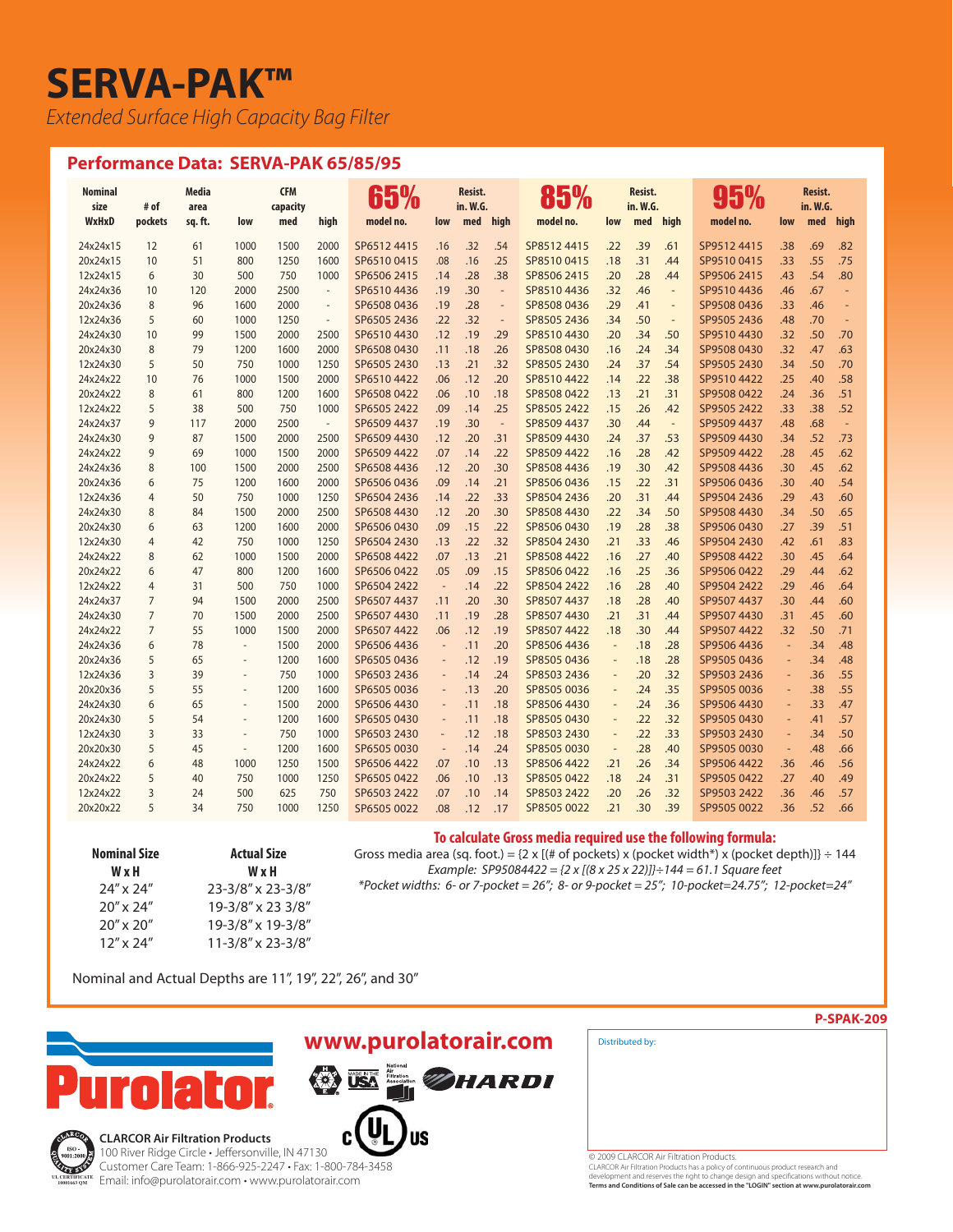# SERVA-PAK™

*Extended Surface High Capacity Bag Filter*

## Performance Data: SERVA-PAK 65/85/95

| Nominal size | # of | Media area | CFM capacity | | | 65% | Resist. in. W.G. | | | 85% | Resist. in. W.G. | | | 95% | Resist. in. W.G. | | |
|---|---|---|---|---|---|---|---|---|---|---|---|---|---|---|---|---|---|
| WxHxD | pockets | sq. ft. | low | med | high | model no. | low | med | high | model no. | low | med | high | model no. | low | med | high |
| 24x24x15 | 12 | 61 | 1000 | 1500 | 2000 | SP6512 4415 | .16 | .32 | .54 | SP8512 4415 | .22 | .39 | .61 | SP9512 4415 | .38 | .69 | .82 |
| 20x24x15 | 10 | 51 | 800 | 1250 | 1600 | SP6510 0415 | .08 | .16 | .25 | SP8510 0415 | .18 | .31 | .44 | SP9510 0415 | .33 | .55 | .75 |
| 12x24x15 | 6 | 30 | 500 | 750 | 1000 | SP6506 2415 | .14 | .28 | .38 | SP8506 2415 | .20 | .28 | .44 | SP9506 2415 | .43 | .54 | .80 |
| 24x24x36 | 10 | 120 | 2000 | 2500 | - | SP6510 4436 | .19 | .30 | - | SP8510 4436 | .32 | .46 | - | SP9510 4436 | .46 | .67 | - |
| 20x24x36 | 8 | 96 | 1600 | 2000 | - | SP6508 0436 | .19 | .28 | - | SP8508 0436 | .29 | .41 | - | SP9508 0436 | .33 | .46 | - |
| 12x24x36 | 5 | 60 | 1000 | 1250 | - | SP6505 2436 | .22 | .32 | - | SP8505 2436 | .34 | .50 | - | SP9505 2436 | .48 | .70 | - |
| 24x24x30 | 10 | 99 | 1500 | 2000 | 2500 | SP6510 4430 | .12 | .19 | .29 | SP8510 4430 | .20 | .34 | .50 | SP9510 4430 | .32 | .50 | .70 |
| 20x24x30 | 8 | 79 | 1200 | 1600 | 2000 | SP6508 0430 | .11 | .18 | .26 | SP8508 0430 | .16 | .24 | .34 | SP9508 0430 | .32 | .47 | .63 |
| 12x24x30 | 5 | 50 | 750 | 1000 | 1250 | SP6505 2430 | .13 | .21 | .32 | SP8505 2430 | .24 | .37 | .54 | SP9505 2430 | .34 | .50 | .70 |
| 24x24x22 | 10 | 76 | 1000 | 1500 | 2000 | SP6510 4422 | .06 | .12 | .20 | SP8510 4422 | .14 | .22 | .38 | SP9510 4422 | .25 | .40 | .58 |
| 20x24x22 | 8 | 61 | 800 | 1200 | 1600 | SP6508 0422 | .06 | .10 | .18 | SP8508 0422 | .13 | .21 | .31 | SP9508 0422 | .24 | .36 | .51 |
| 12x24x22 | 5 | 38 | 500 | 750 | 1000 | SP6505 2422 | .09 | .14 | .25 | SP8505 2422 | .15 | .26 | .42 | SP9505 2422 | .33 | .38 | .52 |
| 24x24x37 | 9 | 117 | 2000 | 2500 | - | SP6509 4437 | .19 | .30 | - | SP8509 4437 | .30 | .44 | - | SP9509 4437 | .48 | .68 | - |
| 24x24x30 | 9 | 87 | 1500 | 2000 | 2500 | SP6509 4430 | .12 | .20 | .31 | SP8509 4430 | .24 | .37 | .53 | SP9509 4430 | .34 | .52 | .73 |
| 24x24x22 | 9 | 69 | 1000 | 1500 | 2000 | SP6509 4422 | .07 | .14 | .22 | SP8509 4422 | .16 | .28 | .42 | SP9509 4422 | .28 | .45 | .62 |
| 24x24x36 | 8 | 100 | 1500 | 2000 | 2500 | SP6508 4436 | .12 | .20 | .30 | SP8508 4436 | .19 | .30 | .42 | SP9508 4436 | .30 | .45 | .62 |
| 20x24x36 | 6 | 75 | 1200 | 1600 | 2000 | SP6506 0436 | .09 | .14 | .21 | SP8506 0436 | .15 | .22 | .31 | SP9506 0436 | .30 | .40 | .54 |
| 12x24x36 | 4 | 50 | 750 | 1000 | 1250 | SP6504 2436 | .14 | .22 | .33 | SP8504 2436 | .20 | .31 | .44 | SP9504 2436 | .29 | .43 | .60 |
| 24x24x30 | 8 | 84 | 1500 | 2000 | 2500 | SP6508 4430 | .12 | .20 | .30 | SP8508 4430 | .22 | .34 | .50 | SP9508 4430 | .34 | .50 | .65 |
| 20x24x30 | 6 | 63 | 1200 | 1600 | 2000 | SP6506 0430 | .09 | .15 | .22 | SP8506 0430 | .19 | .28 | .38 | SP9506 0430 | .27 | .39 | .51 |
| 12x24x30 | 4 | 42 | 750 | 1000 | 1250 | SP6504 2430 | .13 | .22 | .32 | SP8504 2430 | .21 | .33 | .46 | SP9504 2430 | .42 | .61 | .83 |
| 24x24x22 | 8 | 62 | 1000 | 1500 | 2000 | SP6508 4422 | .07 | .13 | .21 | SP8508 4422 | .16 | .27 | .40 | SP9508 4422 | .30 | .45 | .64 |
| 20x24x22 | 6 | 47 | 800 | 1200 | 1600 | SP6506 0422 | .05 | .09 | .15 | SP8506 0422 | .16 | .25 | .36 | SP9506 0422 | .29 | .44 | .62 |
| 12x24x22 | 4 | 31 | 500 | 750 | 1000 | SP6504 2422 | - | .14 | .22 | SP8504 2422 | .16 | .28 | .40 | SP9504 2422 | .29 | .46 | .64 |
| 24x24x37 | 7 | 94 | 1500 | 2000 | 2500 | SP6507 4437 | .11 | .20 | .30 | SP8507 4437 | .18 | .28 | .40 | SP9507 4437 | .30 | .44 | .60 |
| 24x24x30 | 7 | 70 | 1500 | 2000 | 2500 | SP6507 4430 | .11 | .19 | .28 | SP8507 4430 | .21 | .31 | .44 | SP9507 4430 | .31 | .45 | .60 |
| 24x24x22 | 7 | 55 | 1000 | 1500 | 2000 | SP6507 4422 | .06 | .12 | .19 | SP8507 4422 | .18 | .30 | .44 | SP9507 4422 | .32 | .50 | .71 |
| 24x24x36 | 6 | 78 | - | 1500 | 2000 | SP6506 4436 | - | .11 | .20 | SP8506 4436 | - | .18 | .28 | SP9506 4436 | - | .34 | .48 |
| 20x24x36 | 5 | 65 | - | 1200 | 1600 | SP6505 0436 | - | .12 | .19 | SP8505 0436 | - | .18 | .28 | SP9505 0436 | - | .34 | .48 |
| 12x24x36 | 3 | 39 | - | 750 | 1000 | SP6503 2436 | - | .14 | .24 | SP8503 2436 | - | .20 | .32 | SP9503 2436 | - | .36 | .55 |
| 20x20x36 | 5 | 55 | - | 1200 | 1600 | SP6505 0036 | - | .13 | .20 | SP8505 0036 | - | .24 | .35 | SP9505 0036 | - | .38 | .55 |
| 24x24x30 | 6 | 65 | - | 1500 | 2000 | SP6506 4430 | - | .11 | .18 | SP8506 4430 | - | .24 | .36 | SP9506 4430 | - | .33 | .47 |
| 20x24x30 | 5 | 54 | - | 1200 | 1600 | SP6505 0430 | - | .11 | .18 | SP8505 0430 | - | .22 | .32 | SP9505 0430 | - | .41 | .57 |
| 12x24x30 | 3 | 33 | - | 750 | 1000 | SP6503 2430 | - | .12 | .18 | SP8503 2430 | - | .22 | .33 | SP9503 2430 | - | .34 | .50 |
| 20x20x30 | 5 | 45 | - | 1200 | 1600 | SP6505 0030 | - | .14 | .24 | SP8505 0030 | - | .28 | .40 | SP9505 0030 | - | .48 | .66 |
| 24x24x22 | 6 | 48 | 1000 | 1250 | 1500 | SP6506 4422 | .07 | .10 | .13 | SP8506 4422 | .21 | .26 | .34 | SP9506 4422 | .36 | .46 | .56 |
| 20x24x22 | 5 | 40 | 750 | 1000 | 1250 | SP6505 0422 | .06 | .10 | .13 | SP8505 0422 | .18 | .24 | .31 | SP9505 0422 | .27 | .40 | .49 |
| 12x24x22 | 3 | 24 | 500 | 625 | 750 | SP6503 2422 | .07 | .10 | .14 | SP8503 2422 | .20 | .26 | .32 | SP9503 2422 | .36 | .46 | .57 |
| 20x20x22 | 5 | 34 | 750 | 1000 | 1250 | SP6505 0022 | .08 | .12 | .17 | SP8505 0022 | .21 | .30 | .39 | SP9505 0022 | .36 | .52 | .66 |

| Nominal Size W x H | Actual Size W x H |
|---|---|
| 24" x 24" | 23-3/8" x 23-3/8" |
| 20" x 24" | 19-3/8" x 23 3/8" |
| 20" x 20" | 19-3/8" x 19-3/8" |
| 12" x 24" | 11-3/8" x 23-3/8" |

Nominal and Actual Depths are 11", 19", 22", 26", and 30"

**To calculate Gross media required use the following formula:**

Gross media area (sq. foot.) = {2 x [(# of pockets) x (pocket width*) x (pocket depth)]} ÷ 144

*Example: SP95084422 = {2 x [(8 x 25 x 22)]}÷144 = 61.1 Square feet*

*\*Pocket widths: 6- or 7-pocket = 26"; 8- or 9-pocket = 25"; 10-pocket=24.75"; 12-pocket=24"*

P-SPAK-209

**www.purolatorair.com**

Purolator

**CLARCOR Air Filtration Products**
100 River Ridge Circle • Jeffersonville, IN 47130
Customer Care Team: 1-866-925-2247 • Fax: 1-800-784-3458
Email: info@purolatorair.com • www.purolatorair.com

Distributed by:

© 2009 CLARCOR Air Filtration Products.
CLARCOR Air Filtration Products has a policy of continuous product research and development and reserves the right to change design and specifications without notice.
**Terms and Conditions of Sale can be accessed in the "LOGIN" section at www.purolatorair.com**